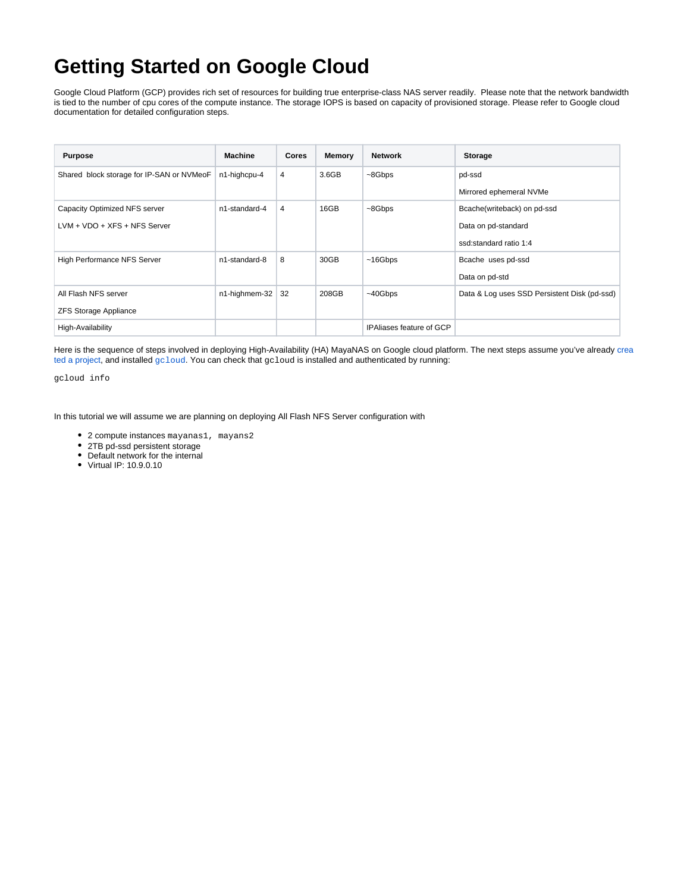# Getting Started on Google Cloud

Google Cloud Platform (GCP) provides rich set of resources for building true enterprise-class NAS server readily. Please note that the network bandwidth is tied to the number of cpu cores of the compute instance. The storage IOPS is based on capacity of provisioned storage. Please refer to Google cloud documentation for detailed configuration steps.

| Purpose | Machine | Cores | Memory | Network | Storage |
|---|---|---|---|---|---|
| Shared block storage for IP-SAN or NVMeoF | n1-highcpu-4 | 4 | 3.6GB | ~8Gbps | pd-ssd<br><br>Mirrored ephemeral NVMe |
| Capacity Optimized NFS server<br><br>LVM + VDO + XFS + NFS Server | n1-standard-4 | 4 | 16GB | ~8Gbps | Bcache(writeback) on pd-ssd<br><br>Data on pd-standard<br><br>ssd:standard ratio 1:4 |
| High Performance NFS Server | n1-standard-8 | 8 | 30GB | ~16Gbps | Bcache uses pd-ssd<br><br>Data on pd-std |
| All Flash NFS server<br><br>ZFS Storage Appliance | n1-highmem-32 | 32 | 208GB | ~40Gbps | Data & Log uses SSD Persistent Disk (pd-ssd) |
| High-Availability | | | | IPAliases feature of GCP | |

Here is the sequence of steps involved in deploying High-Availability (HA) MayaNAS on Google cloud platform. The next steps assume you've already created a project, and installed `gcloud`. You can check that `gcloud` is installed and authenticated by running:

```
gcloud info
```

In this tutorial we will assume we are planning on deploying All Flash NFS Server configuration with

- 2 compute instances `mayanas1, mayans2`
- 2TB pd-ssd persistent storage
- Default network for the internal
- Virtual IP: 10.9.0.10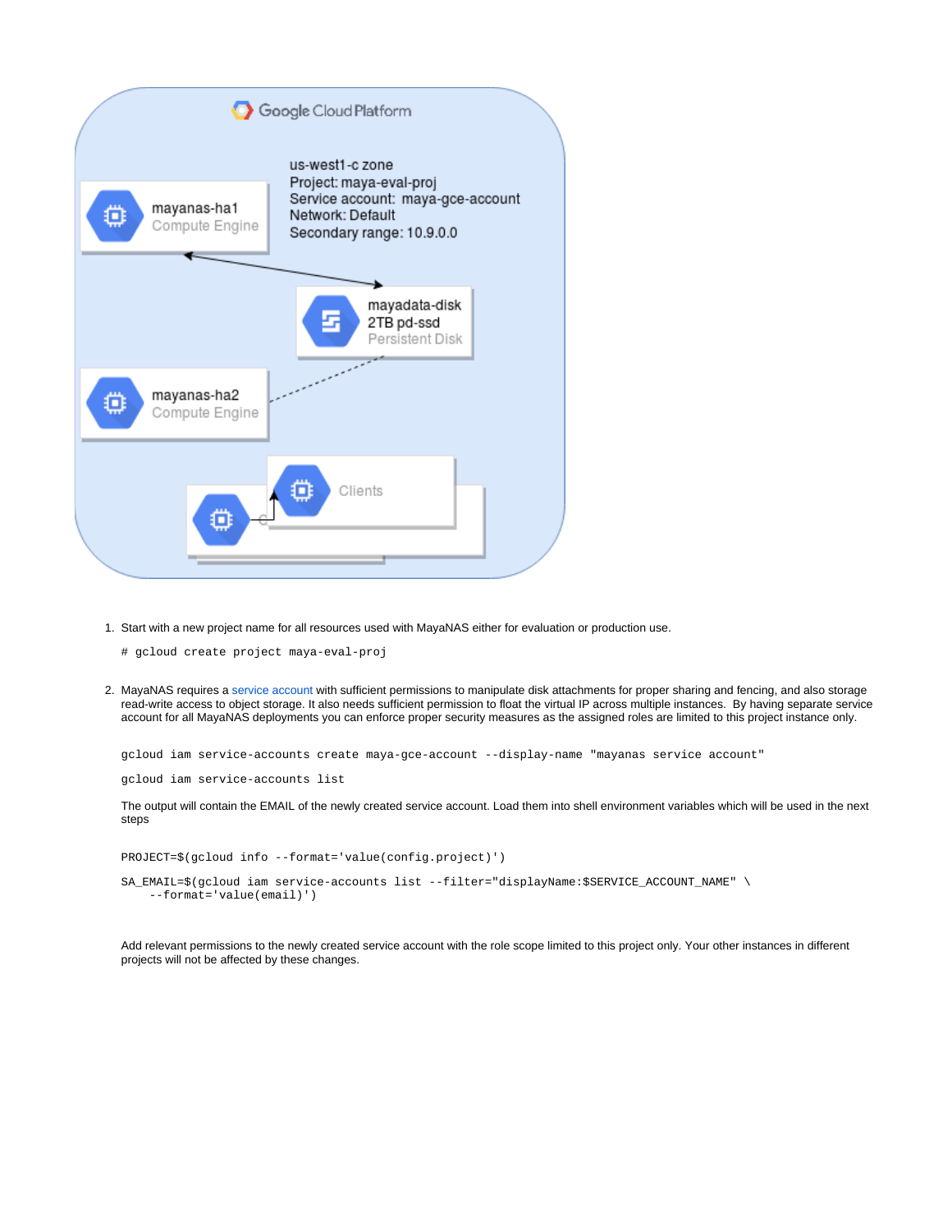Google Cloud Platform

us-west1-c zone
Project: maya-eval-proj
Service account: maya-gce-account
Network: Default
Secondary range: 10.9.0.0

mayanas-ha1 Compute Engine

mayadata-disk 2TB pd-ssd Persistent Disk

mayanas-ha2 Compute Engine

Clients

1. Start with a new project name for all resources used with MayaNAS either for evaluation or production use.

   ```
   # gcloud create project maya-eval-proj
   ```

2. MayaNAS requires a service account with sufficient permissions to manipulate disk attachments for proper sharing and fencing, and also storage read-write access to object storage. It also needs sufficient permission to float the virtual IP across multiple instances. By having separate service account for all MayaNAS deployments you can enforce proper security measures as the assigned roles are limited to this project instance only.

   ```
   gcloud iam service-accounts create maya-gce-account --display-name "mayanas service account"
   ```

   ```
   gcloud iam service-accounts list
   ```

   The output will contain the EMAIL of the newly created service account. Load them into shell environment variables which will be used in the next steps

   ```
   PROJECT=$(gcloud info --format='value(config.project)')
   ```

   ```
   SA_EMAIL=$(gcloud iam service-accounts list --filter="displayName:$SERVICE_ACCOUNT_NAME" \
       --format='value(email)')
   ```

   Add relevant permissions to the newly created service account with the role scope limited to this project only. Your other instances in different projects will not be affected by these changes.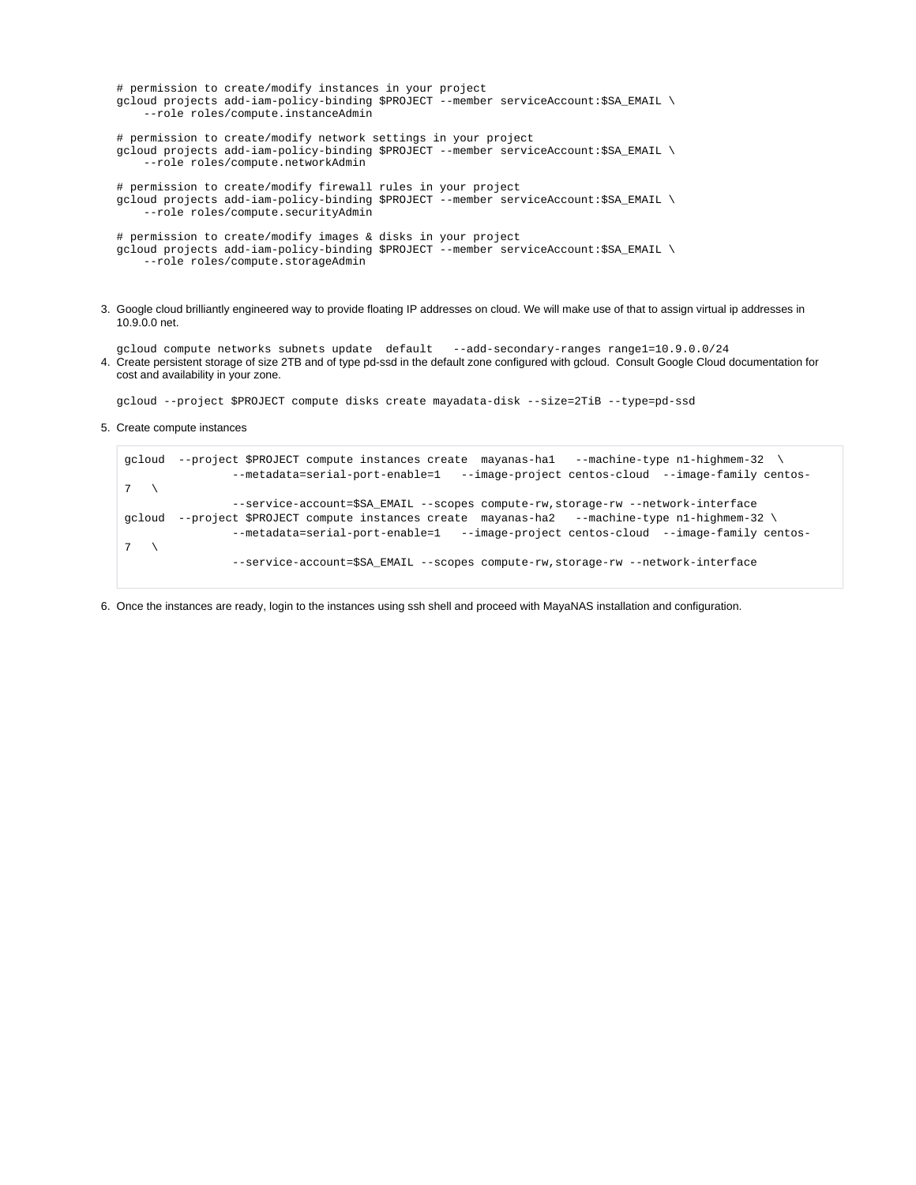```
# permission to create/modify instances in your project
gcloud projects add-iam-policy-binding $PROJECT --member serviceAccount:$SA_EMAIL \
    --role roles/compute.instanceAdmin

# permission to create/modify network settings in your project
gcloud projects add-iam-policy-binding $PROJECT --member serviceAccount:$SA_EMAIL \
    --role roles/compute.networkAdmin

# permission to create/modify firewall rules in your project
gcloud projects add-iam-policy-binding $PROJECT --member serviceAccount:$SA_EMAIL \
    --role roles/compute.securityAdmin

# permission to create/modify images & disks in your project
gcloud projects add-iam-policy-binding $PROJECT --member serviceAccount:$SA_EMAIL \
    --role roles/compute.storageAdmin
```

3. Google cloud brilliantly engineered way to provide floating IP addresses on cloud. We will make use of that to assign virtual ip addresses in 10.9.0.0 net.

   ```
   gcloud compute networks subnets update  default   --add-secondary-ranges range1=10.9.0.0/24
   ```

4. Create persistent storage of size 2TB and of type pd-ssd in the default zone configured with gcloud.  Consult Google Cloud documentation for cost and availability in your zone.

   ```
   gcloud --project $PROJECT compute disks create mayadata-disk --size=2TiB --type=pd-ssd
   ```

5. Create compute instances

   ```
   gcloud  --project $PROJECT compute instances create  mayanas-ha1   --machine-type n1-highmem-32  \
                --metadata=serial-port-enable=1   --image-project centos-cloud  --image-family centos-7   \
                --service-account=$SA_EMAIL --scopes compute-rw,storage-rw --network-interface
   gcloud  --project $PROJECT compute instances create  mayanas-ha2   --machine-type n1-highmem-32 \
                --metadata=serial-port-enable=1   --image-project centos-cloud  --image-family centos-7   \
                --service-account=$SA_EMAIL --scopes compute-rw,storage-rw --network-interface
   ```

6. Once the instances are ready, login to the instances using ssh shell and proceed with MayaNAS installation and configuration.